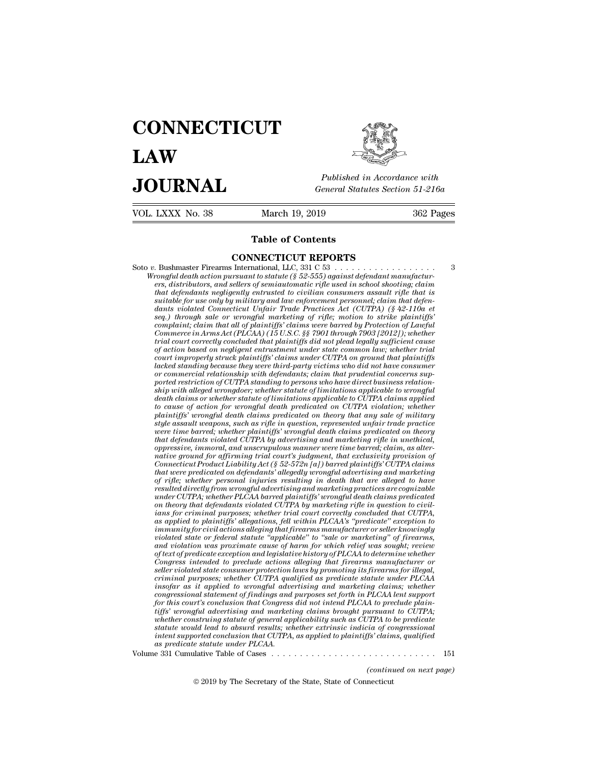# CONNECTICUT LAW JOURNAL

*Published in Accordance with General Statutes Section 51-216a*

VOL. LXXX No. 38 | March 19, 2019 | 362 Pages

## Table of Contents

### CONNECTICUT REPORTS

Soto *v.* Bushmaster Firearms International, LLC, 331 C 53 . . . . . . . . . . . . . . . . . . 3

*Wrongful death action pursuant to statute (§ 52-555) against defendant manufacturers, distributors, and sellers of semiautomatic rifle used in school shooting; claim that defendants negligently entrusted to civilian consumers assault rifle that is suitable for use only by military and law enforcement personnel; claim that defendants violated Connecticut Unfair Trade Practices Act (CUTPA) (§ 42-110a et seq.) through sale or wrongful marketing of rifle; motion to strike plaintiffs' complaint; claim that all of plaintiffs' claims were barred by Protection of Lawful Commerce in Arms Act (PLCAA) (15 U.S.C. §§ 7901 through 7903 [2012]); whether trial court correctly concluded that plaintiffs did not plead legally sufficient cause of action based on negligent entrustment under state common law; whether trial court improperly struck plaintiffs' claims under CUTPA on ground that plaintiffs lacked standing because they were third-party victims who did not have consumer or commercial relationship with defendants; claim that prudential concerns supported restriction of CUTPA standing to persons who have direct business relationship with alleged wrongdoer; whether statute of limitations applicable to wrongful death claims or whether statute of limitations applicable to CUTPA claims applied to cause of action for wrongful death predicated on CUTPA violation; whether plaintiffs' wrongful death claims predicated on theory that any sale of military style assault weapons, such as rifle in question, represented unfair trade practice were time barred; whether plaintiffs' wrongful death claims predicated on theory that defendants violated CUTPA by advertising and marketing rifle in unethical, oppressive, immoral, and unscrupulous manner were time barred; claim, as alternative ground for affirming trial court's judgment, that exclusivity provision of Connecticut Product Liability Act (§ 52-572n [a]) barred plaintiffs' CUTPA claims that were predicated on defendants' allegedly wrongful advertising and marketing of rifle; whether personal injuries resulting in death that are alleged to have resulted directly from wrongful advertising and marketing practices are cognizable under CUTPA; whether PLCAA barred plaintiffs' wrongful death claims predicated on theory that defendants violated CUTPA by marketing rifle in question to civilians for criminal purposes; whether trial court correctly concluded that CUTPA, as applied to plaintiffs' allegations, fell within PLCAA's "predicate" exception to immunity for civil actions alleging that firearms manufacturer or seller knowingly violated state or federal statute "applicable" to "sale or marketing" of firearms, and violation was proximate cause of harm for which relief was sought; review of text of predicate exception and legislative history of PLCAA to determine whether Congress intended to preclude actions alleging that firearms manufacturer or seller violated state consumer protection laws by promoting its firearms for illegal, criminal purposes; whether CUTPA qualified as predicate statute under PLCAA insofar as it applied to wrongful advertising and marketing claims; whether congressional statement of findings and purposes set forth in PLCAA lent support for this court's conclusion that Congress did not intend PLCAA to preclude plaintiffs' wrongful advertising and marketing claims brought pursuant to CUTPA; whether construing statute of general applicability such as CUTPA to be predicate statute would lead to absurd results; whether extrinsic indicia of congressional intent supported conclusion that CUTPA, as applied to plaintiffs' claims, qualified as predicate statute under PLCAA.*

Volume 331 Cumulative Table of Cases . . . . . . . . . . . . . . . . . . . . . . . . . . . . . . 151

*(continued on next page)*

© 2019 by The Secretary of the State, State of Connecticut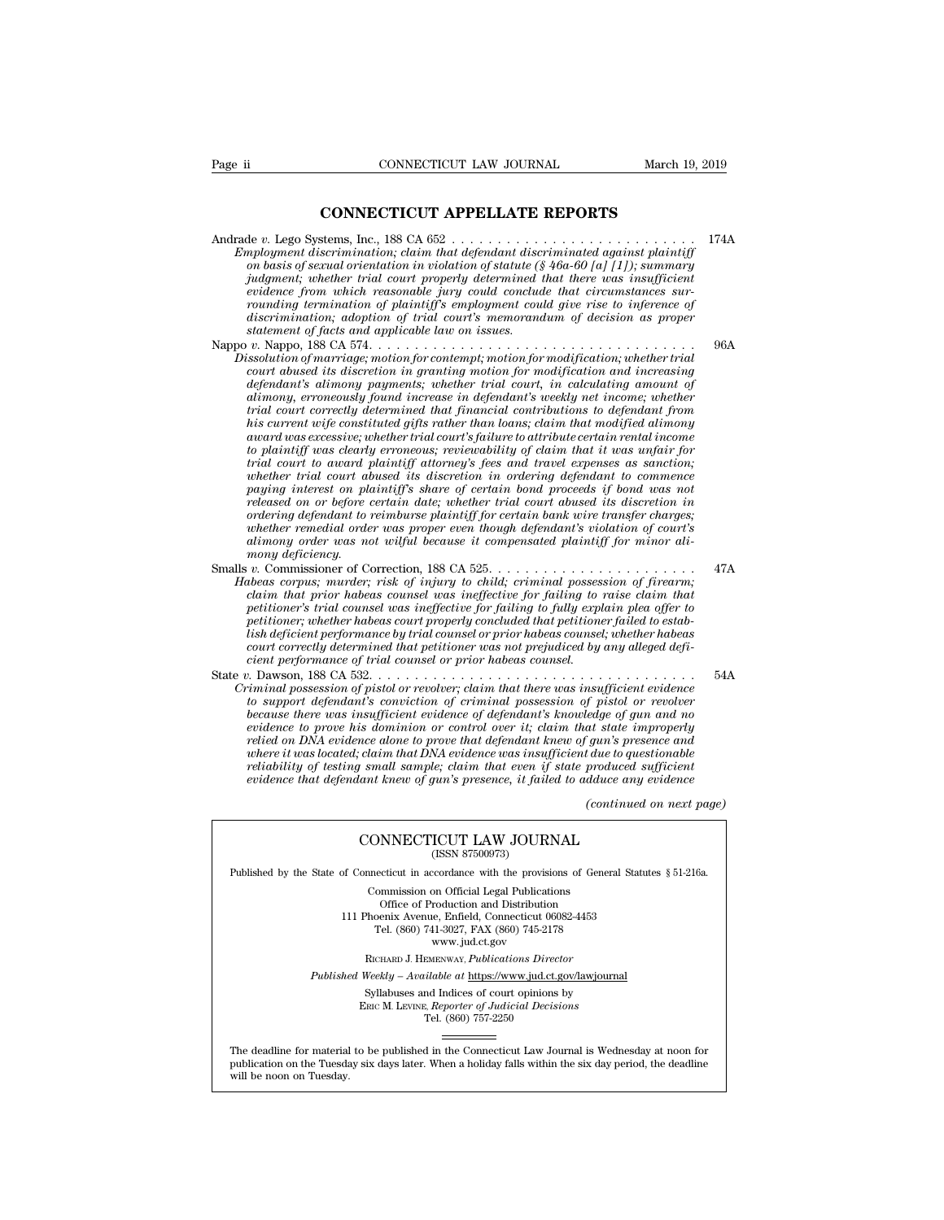## CONNECTICUT APPELLATE REPORTS

Andrade *v.* Lego Systems, Inc., 188 CA 652 . . . . . . . . . . . . . . . . . . . . . . . . . . . 174A

*Employment discrimination; claim that defendant discriminated against plaintiff on basis of sexual orientation in violation of statute (§ 46a-60 [a] [1]); summary judgment; whether trial court properly determined that there was insufficient evidence from which reasonable jury could conclude that circumstances surrounding termination of plaintiff's employment could give rise to inference of discrimination; adoption of trial court's memorandum of decision as proper statement of facts and applicable law on issues.*

Nappo *v.* Nappo, 188 CA 574. . . . . . . . . . . . . . . . . . . . . . . . . . . . . . . . . . . . 96A

*Dissolution of marriage; motion for contempt; motion for modification; whether trial court abused its discretion in granting motion for modification and increasing defendant's alimony payments; whether trial court, in calculating amount of alimony, erroneously found increase in defendant's weekly net income; whether trial court correctly determined that financial contributions to defendant from his current wife constituted gifts rather than loans; claim that modified alimony award was excessive; whether trial court's failure to attribute certain rental income to plaintiff was clearly erroneous; reviewability of claim that it was unfair for trial court to award plaintiff attorney's fees and travel expenses as sanction; whether trial court abused its discretion in ordering defendant to commence paying interest on plaintiff's share of certain bond proceeds if bond was not released on or before certain date; whether trial court abused its discretion in ordering defendant to reimburse plaintiff for certain bank wire transfer charges; whether remedial order was proper even though defendant's violation of court's alimony order was not wilful because it compensated plaintiff for minor alimony deficiency.*

Smalls *v.* Commissioner of Correction, 188 CA 525. . . . . . . . . . . . . . . . . . . . . . . 47A

*Habeas corpus; murder; risk of injury to child; criminal possession of firearm; claim that prior habeas counsel was ineffective for failing to raise claim that petitioner's trial counsel was ineffective for failing to fully explain plea offer to petitioner; whether habeas court properly concluded that petitioner failed to establish deficient performance by trial counsel or prior habeas counsel; whether habeas court correctly determined that petitioner was not prejudiced by any alleged deficient performance of trial counsel or prior habeas counsel.*

State *v.* Dawson, 188 CA 532. . . . . . . . . . . . . . . . . . . . . . . . . . . . . . . . . . . . 54A

*Criminal possession of pistol or revolver; claim that there was insufficient evidence to support defendant's conviction of criminal possession of pistol or revolver because there was insufficient evidence of defendant's knowledge of gun and no evidence to prove his dominion or control over it; claim that state improperly relied on DNA evidence alone to prove that defendant knew of gun's presence and where it was located; claim that DNA evidence was insufficient due to questionable reliability of testing small sample; claim that even if state produced sufficient evidence that defendant knew of gun's presence, it failed to adduce any evidence*

*(continued on next page)*

---

CONNECTICUT LAW JOURNAL
(ISSN 87500973)

Published by the State of Connecticut in accordance with the provisions of General Statutes § 51-216a.

Commission on Official Legal Publications
Office of Production and Distribution
111 Phoenix Avenue, Enfield, Connecticut 06082-4453
Tel. (860) 741-3027, FAX (860) 745-2178
www.jud.ct.gov

RICHARD J. HEMENWAY, *Publications Director*

*Published Weekly – Available at* https://www.jud.ct.gov/lawjournal

Syllabuses and Indices of court opinions by
ERIC M. LEVINE, *Reporter of Judicial Decisions*
Tel. (860) 757-2250

The deadline for material to be published in the Connecticut Law Journal is Wednesday at noon for publication on the Tuesday six days later. When a holiday falls within the six day period, the deadline will be noon on Tuesday.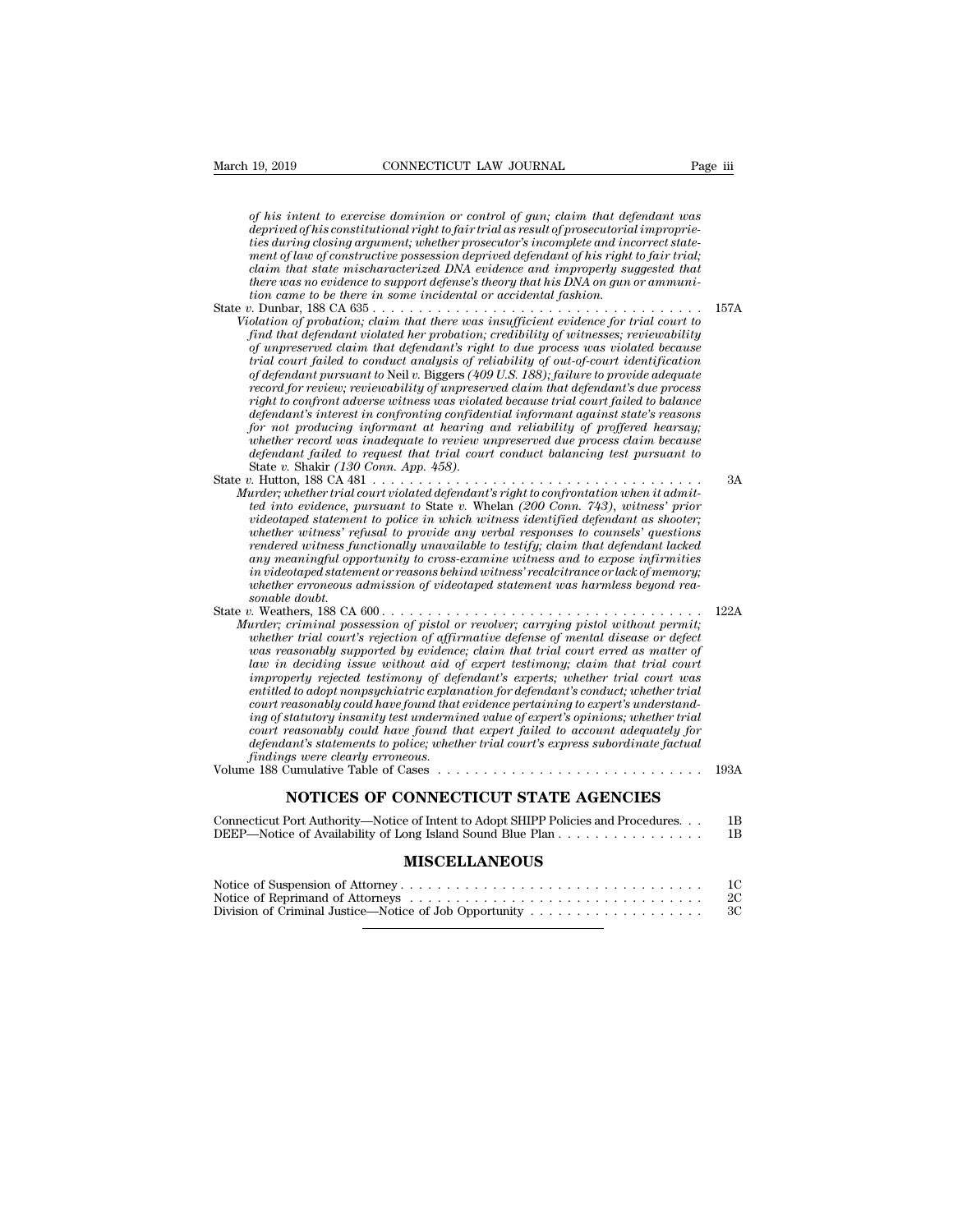*of his intent to exercise dominion or control of gun; claim that defendant was deprived of his constitutional right to fair trial as result of prosecutorial improprieties during closing argument; whether prosecutor's incomplete and incorrect statement of law of constructive possession deprived defendant of his right to fair trial; claim that state mischaracterized DNA evidence and improperly suggested that there was no evidence to support defense's theory that his DNA on gun or ammunition came to be there in some incidental or accidental fashion.*

State *v.* Dunbar, 188 CA 635 . . . . . . . . . . . . . . . . . . . . . . . . . . . . . . . . . . . . . 157A

*Violation of probation; claim that there was insufficient evidence for trial court to find that defendant violated her probation; credibility of witnesses; reviewability of unpreserved claim that defendant's right to due process was violated because trial court failed to conduct analysis of reliability of out-of-court identification of defendant pursuant to* Neil *v.* Biggers *(409 U.S. 188); failure to provide adequate record for review; reviewability of unpreserved claim that defendant's due process right to confront adverse witness was violated because trial court failed to balance defendant's interest in confronting confidential informant against state's reasons for not producing informant at hearing and reliability of proffered hearsay; whether record was inadequate to review unpreserved due process claim because defendant failed to request that trial court conduct balancing test pursuant to* State *v.* Shakir *(130 Conn. App. 458).*

State *v.* Hutton, 188 CA 481 . . . . . . . . . . . . . . . . . . . . . . . . . . . . . . . . . . . . . 3A

*Murder; whether trial court violated defendant's right to confrontation when it admitted into evidence, pursuant to* State *v.* Whelan *(200 Conn. 743), witness' prior videotaped statement to police in which witness identified defendant as shooter; whether witness' refusal to provide any verbal responses to counsels' questions rendered witness functionally unavailable to testify; claim that defendant lacked any meaningful opportunity to cross-examine witness and to expose infirmities in videotaped statement or reasons behind witness' recalcitrance or lack of memory; whether erroneous admission of videotaped statement was harmless beyond reasonable doubt.*

State *v.* Weathers, 188 CA 600 . . . . . . . . . . . . . . . . . . . . . . . . . . . . . . . . . . . 122A

*Murder; criminal possession of pistol or revolver; carrying pistol without permit; whether trial court's rejection of affirmative defense of mental disease or defect was reasonably supported by evidence; claim that trial court erred as matter of law in deciding issue without aid of expert testimony; claim that trial court improperly rejected testimony of defendant's experts; whether trial court was entitled to adopt nonpsychiatric explanation for defendant's conduct; whether trial court reasonably could have found that evidence pertaining to expert's understanding of statutory insanity test undermined value of expert's opinions; whether trial court reasonably could have found that expert failed to account adequately for defendant's statements to police; whether trial court's express subordinate factual findings were clearly erroneous.*

Volume 188 Cumulative Table of Cases . . . . . . . . . . . . . . . . . . . . . . . . . . . . 193A

## NOTICES OF CONNECTICUT STATE AGENCIES

Connecticut Port Authority—Notice of Intent to Adopt SHIPP Policies and Procedures. . . 1B

DEEP—Notice of Availability of Long Island Sound Blue Plan . . . . . . . . . . . . . . . . 1B

## MISCELLANEOUS

Notice of Suspension of Attorney . . . . . . . . . . . . . . . . . . . . . . . . . . . . . . . . 1C

Notice of Reprimand of Attorneys . . . . . . . . . . . . . . . . . . . . . . . . . . . . . . . . 2C

Division of Criminal Justice—Notice of Job Opportunity . . . . . . . . . . . . . . . . . . . 3C